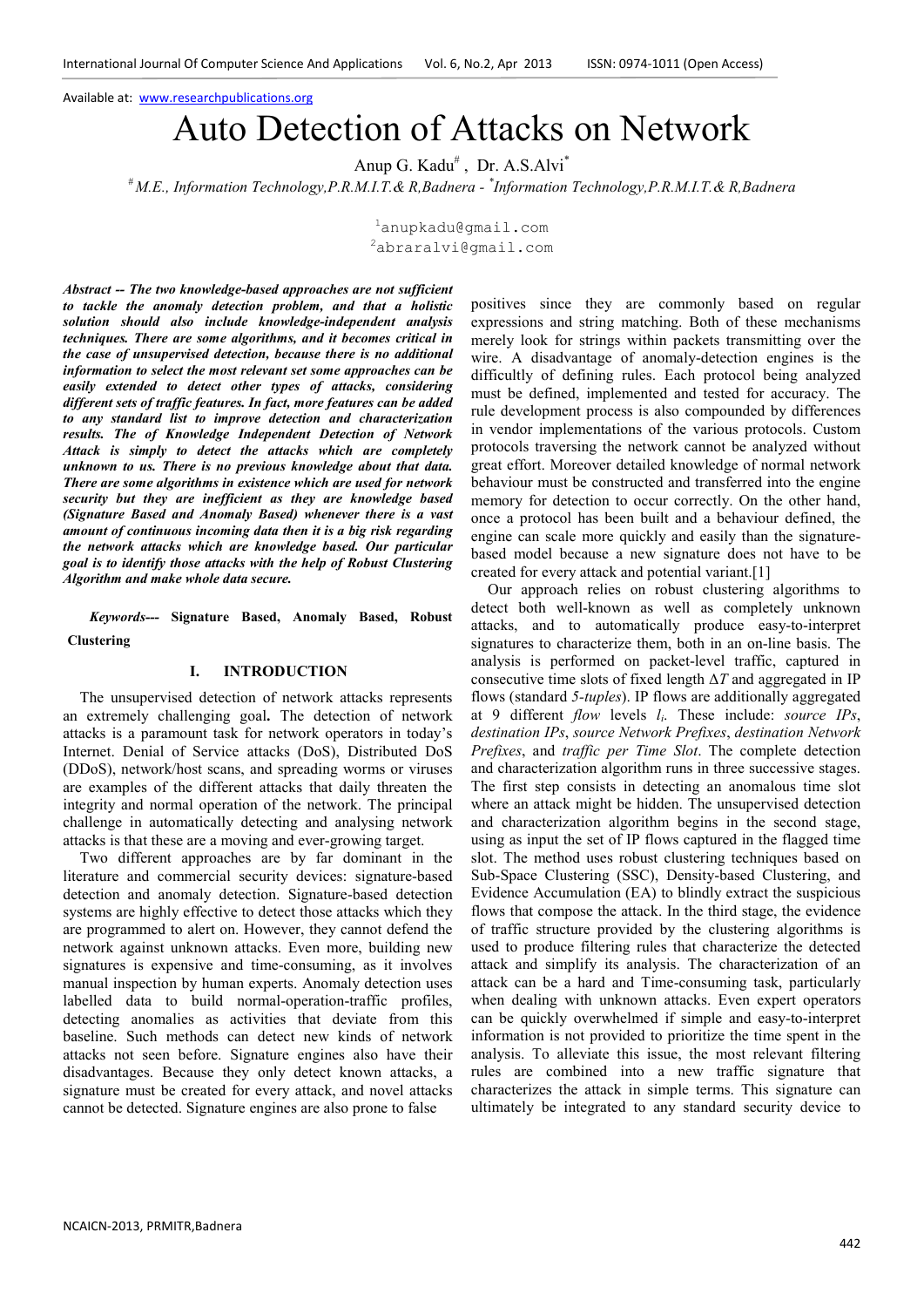Available at: www.researchpublications.org

# Auto Detection of Attacks on Network

Anup G. Kadu[#], Dr. A.S.Alvi[*]

[#] *M.E., Information Technology,P.R.M.I.T.& R,Badnera* - [*] *Information Technology,P.R.M.I.T.& R,Badnera*

[1]anupkadu@gmail.com
[2]abraralvi@gmail.com

***Abstract -- The two knowledge-based approaches are not sufficient to tackle the anomaly detection problem, and that a holistic solution should also include knowledge-independent analysis techniques. There are some algorithms, and it becomes critical in the case of unsupervised detection, because there is no additional information to select the most relevant set some approaches can be easily extended to detect other types of attacks, considering different sets of traffic features. In fact, more features can be added to any standard list to improve detection and characterization results. The of Knowledge Independent Detection of Network Attack is simply to detect the attacks which are completely unknown to us. There is no previous knowledge about that data. There are some algorithms in existence which are used for network security but they are inefficient as they are knowledge based (Signature Based and Anomaly Based) whenever there is a vast amount of continuous incoming data then it is a big risk regarding the network attacks which are knowledge based. Our particular goal is to identify those attacks with the help of Robust Clustering Algorithm and make whole data secure.***

***Keywords---* Signature Based, Anomaly Based, Robust Clustering**

## I. INTRODUCTION

The unsupervised detection of network attacks represents an extremely challenging goal**.** The detection of network attacks is a paramount task for network operators in today's Internet. Denial of Service attacks (DoS), Distributed DoS (DDoS), network/host scans, and spreading worms or viruses are examples of the different attacks that daily threaten the integrity and normal operation of the network. The principal challenge in automatically detecting and analysing network attacks is that these are a moving and ever-growing target.

Two different approaches are by far dominant in the literature and commercial security devices: signature-based detection and anomaly detection. Signature-based detection systems are highly effective to detect those attacks which they are programmed to alert on. However, they cannot defend the network against unknown attacks. Even more, building new signatures is expensive and time-consuming, as it involves manual inspection by human experts. Anomaly detection uses labelled data to build normal-operation-traffic profiles, detecting anomalies as activities that deviate from this baseline. Such methods can detect new kinds of network attacks not seen before. Signature engines also have their disadvantages. Because they only detect known attacks, a signature must be created for every attack, and novel attacks cannot be detected. Signature engines are also prone to false positives since they are commonly based on regular expressions and string matching. Both of these mechanisms merely look for strings within packets transmitting over the wire. A disadvantage of anomaly-detection engines is the difficultly of defining rules. Each protocol being analyzed must be defined, implemented and tested for accuracy. The rule development process is also compounded by differences in vendor implementations of the various protocols. Custom protocols traversing the network cannot be analyzed without great effort. Moreover detailed knowledge of normal network behaviour must be constructed and transferred into the engine memory for detection to occur correctly. On the other hand, once a protocol has been built and a behaviour defined, the engine can scale more quickly and easily than the signature-based model because a new signature does not have to be created for every attack and potential variant.[1]

Our approach relies on robust clustering algorithms to detect both well-known as well as completely unknown attacks, and to automatically produce easy-to-interpret signatures to characterize them, both in an on-line basis. The analysis is performed on packet-level traffic, captured in consecutive time slots of fixed length $\Delta T$ and aggregated in IP flows (standard *5-tuples*). IP flows are additionally aggregated at 9 different *flow* levels $l_i$. These include: *source IPs*, *destination IPs*, *source Network Prefixes*, *destination Network Prefixes*, and *traffic per Time Slot*. The complete detection and characterization algorithm runs in three successive stages. The first step consists in detecting an anomalous time slot where an attack might be hidden. The unsupervised detection and characterization algorithm begins in the second stage, using as input the set of IP flows captured in the flagged time slot. The method uses robust clustering techniques based on Sub-Space Clustering (SSC), Density-based Clustering, and Evidence Accumulation (EA) to blindly extract the suspicious flows that compose the attack. In the third stage, the evidence of traffic structure provided by the clustering algorithms is used to produce filtering rules that characterize the detected attack and simplify its analysis. The characterization of an attack can be a hard and Time-consuming task, particularly when dealing with unknown attacks. Even expert operators can be quickly overwhelmed if simple and easy-to-interpret information is not provided to prioritize the time spent in the analysis. To alleviate this issue, the most relevant filtering rules are combined into a new traffic signature that characterizes the attack in simple terms. This signature can ultimately be integrated to any standard security device to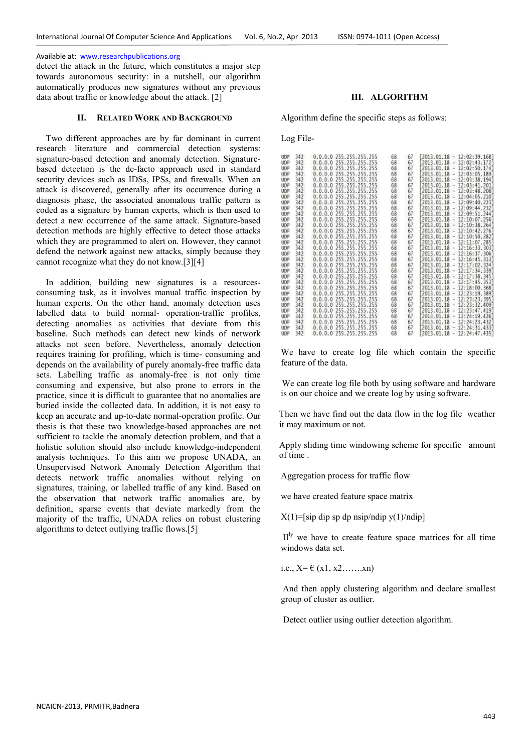Available at: www.researchpublications.org

detect the attack in the future, which constitutes a major step towards autonomous security: in a nutshell, our algorithm automatically produces new signatures without any previous data about traffic or knowledge about the attack. [2]

## II. Related Work and Background

Two different approaches are by far dominant in current research literature and commercial detection systems: signature-based detection and anomaly detection. Signature-based detection is the de-facto approach used in standard security devices such as IDSs, IPSs, and firewalls. When an attack is discovered, generally after its occurrence during a diagnosis phase, the associated anomalous traffic pattern is coded as a signature by human experts, which is then used to detect a new occurrence of the same attack. Signature-based detection methods are highly effective to detect those attacks which they are programmed to alert on. However, they cannot defend the network against new attacks, simply because they cannot recognize what they do not know.[3][4]

In addition, building new signatures is a resources-consuming task, as it involves manual traffic inspection by human experts. On the other hand, anomaly detection uses labelled data to build normal- operation-traffic profiles, detecting anomalies as activities that deviate from this baseline. Such methods can detect new kinds of network attacks not seen before. Nevertheless, anomaly detection requires training for profiling, which is time- consuming and depends on the availability of purely anomaly-free traffic data sets. Labelling traffic as anomaly-free is not only time consuming and expensive, but also prone to errors in the practice, since it is difficult to guarantee that no anomalies are buried inside the collected data. In addition, it is not easy to keep an accurate and up-to-date normal-operation profile. Our thesis is that these two knowledge-based approaches are not sufficient to tackle the anomaly detection problem, and that a holistic solution should also include knowledge-independent analysis techniques. To this aim we propose UNADA, an Unsupervised Network Anomaly Detection Algorithm that detects network traffic anomalies without relying on signatures, training, or labelled traffic of any kind. Based on the observation that network traffic anomalies are, by definition, sparse events that deviate markedly from the majority of the traffic, UNADA relies on robust clustering algorithms to detect outlying traffic flows.[5]

## III. Algorithm

Algorithm define the specific steps as follows:

Log File-

```
UDP 342 0.0.0.0 255.255.255.255 68 67 [2013.01.18 - 12:02:39.168]
UDP 342 0.0.0.0 255.255.255.255 68 67 [2013.01.18 - 12:02:43.172]
UDP 342 0.0.0.0 255.255.255.255 68 67 [2013.01.18 - 12:02:50.174]
UDP 342 0.0.0.0 255.255.255.255 68 67 [2013.01.18 - 12:03:05.189]
UDP 342 0.0.0.0 255.255.255.255 68 67 [2013.01.18 - 12:03:38.194]
UDP 342 0.0.0.0 255.255.255.255 68 67 [2013.01.18 - 12:03:41.201]
UDP 342 0.0.0.0 255.255.255.255 68 67 [2013.01.18 - 12:03:48.208]
UDP 342 0.0.0.0 255.255.255.255 68 67 [2013.01.18 - 12:04:05.210]
UDP 342 0.0.0.0 255.255.255.255 68 67 [2013.01.18 - 12:09:40.223]
UDP 342 0.0.0.0 255.255.255.255 68 67 [2013.01.18 - 12:09:44.232]
UDP 342 0.0.0.0 255.255.255.255 68 67 [2013.01.18 - 12:09:51.244]
UDP 342 0.0.0.0 255.255.255.255 68 67 [2013.01.18 - 12:10:07.256]
UDP 342 0.0.0.0 255.255.255.255 68 67 [2013.01.18 - 12:10:38.264]
UDP 342 0.0.0.0 255.255.255.255 68 67 [2013.01.18 - 12:10:42.276]
UDP 342 0.0.0.0 255.255.255.255 68 67 [2013.01.18 - 12:10:50.282]
UDP 342 0.0.0.0 255.255.255.255 68 67 [2013.01.18 - 12:11:07.285]
UDP 342 0.0.0.0 255.255.255.255 68 67 [2013.01.18 - 12:16:33.303]
UDP 342 0.0.0.0 255.255.255.255 68 67 [2013.01.18 - 12:16:37.306]
UDP 342 0.0.0.0 255.255.255.255 68 67 [2013.01.18 - 12:16:45.313]
UDP 342 0.0.0.0 255.255.255.255 68 67 [2013.01.18 - 12:17:02.324]
UDP 342 0.0.0.0 255.255.255.255 68 67 [2013.01.18 - 12:17:34.339]
UDP 342 0.0.0.0 255.255.255.255 68 67 [2013.01.18 - 12:17:38.345]
UDP 342 0.0.0.0 255.255.255.255 68 67 [2013.01.18 - 12:17:45.353]
UDP 342 0.0.0.0 255.255.255.255 68 67 [2013.01.18 - 12:18:00.368]
UDP 342 0.0.0.0 255.255.255.255 68 67 [2013.01.18 - 12:23:19.389]
UDP 342 0.0.0.0 255.255.255.255 68 67 [2013.01.18 - 12:23:23.395]
UDP 342 0.0.0.0 255.255.255.255 68 67 [2013.01.18 - 12:23:32.409]
UDP 342 0.0.0.0 255.255.255.255 68 67 [2013.01.18 - 12:23:47.419]
UDP 342 0.0.0.0 255.255.255.255 68 67 [2013.01.18 - 12:24:19.426]
UDP 342 0.0.0.0 255.255.255.255 68 67 [2013.01.18 - 12:24:23.432]
UDP 342 0.0.0.0 255.255.255.255 68 67 [2013.01.18 - 12:24:31.433]
UDP 342 0.0.0.0 255.255.255.255 68 67 [2013.01.18 - 12:24:47.435]
```

We have to create log file which contain the specific feature of the data.

We can create log file both by using software and hardware is on our choice and we create log by using software.

Then we have find out the data flow in the log file weather it may maximum or not.

Apply sliding time windowing scheme for specific amount of time .

Aggregation process for traffic flow

we have created feature space matrix

X(1)=[sip dip sp dp nsip/ndip y(1)/ndip]

II$^{ly}$ we have to create feature space matrices for all time windows data set.

i.e., X= € (x1, x2…….xn)

And then apply clustering algorithm and declare smallest group of cluster as outlier.

Detect outlier using outlier detection algorithm.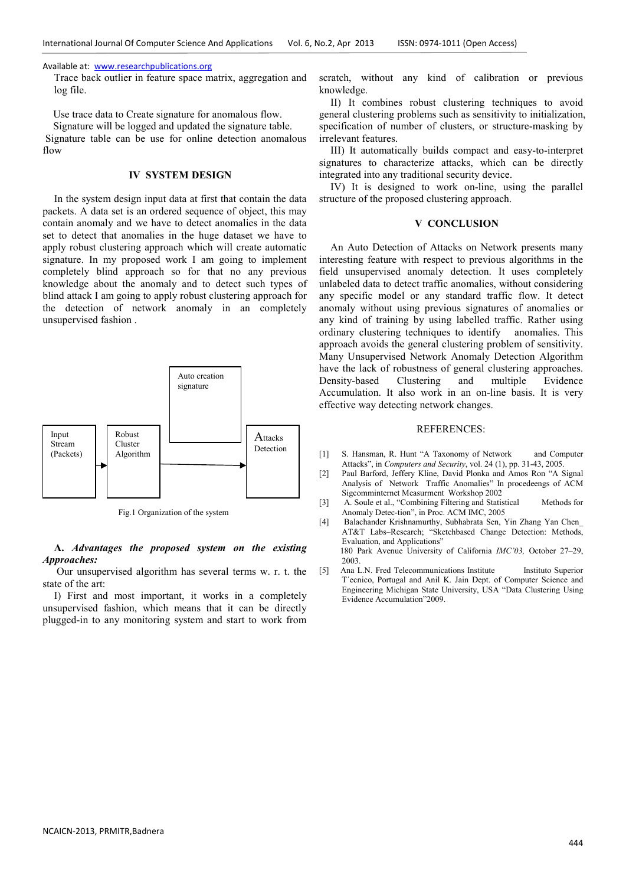Trace back outlier in feature space matrix, aggregation and log file.

Use trace data to Create signature for anomalous flow.
Signature will be logged and updated the signature table.
Signature table can be use for online detection anomalous flow

## IV SYSTEM DESIGN

In the system design input data at first that contain the data packets. A data set is an ordered sequence of object, this may contain anomaly and we have to detect anomalies in the data set to detect that anomalies in the huge dataset we have to apply robust clustering approach which will create automatic signature. In my proposed work I am going to implement completely blind approach so for that no any previous knowledge about the anomaly and to detect such types of blind attack I am going to apply robust clustering approach for the detection of network anomaly in an completely unsupervised fashion .

Auto creation signature

Input Stream (Packets)

Robust Cluster Algorithm

Attacks Detection

Fig.1 Organization of the system

### A. *Advantages the proposed system on the existing Approaches:*

Our unsupervised algorithm has several terms w. r. t. the state of the art:

I) First and most important, it works in a completely unsupervised fashion, which means that it can be directly plugged-in to any monitoring system and start to work from scratch, without any kind of calibration or previous knowledge.

II) It combines robust clustering techniques to avoid general clustering problems such as sensitivity to initialization, specification of number of clusters, or structure-masking by irrelevant features.

III) It automatically builds compact and easy-to-interpret signatures to characterize attacks, which can be directly integrated into any traditional security device.

IV) It is designed to work on-line, using the parallel structure of the proposed clustering approach.

## V CONCLUSION

An Auto Detection of Attacks on Network presents many interesting feature with respect to previous algorithms in the field unsupervised anomaly detection. It uses completely unlabeled data to detect traffic anomalies, without considering any specific model or any standard traffic flow. It detect anomaly without using previous signatures of anomalies or any kind of training by using labelled traffic. Rather using ordinary clustering techniques to identify anomalies. This approach avoids the general clustering problem of sensitivity. Many Unsupervised Network Anomaly Detection Algorithm have the lack of robustness of general clustering approaches. Density-based Clustering and multiple Evidence Accumulation. It also work in an on-line basis. It is very effective way detecting network changes.

## REFERENCES:

[1] S. Hansman, R. Hunt "A Taxonomy of Network and Computer Attacks", in *Computers and Security*, vol. 24 (1), pp. 31-43, 2005.

[2] Paul Barford, Jeffery Kline, David Plonka and Amos Ron "A Signal Analysis of Network Traffic Anomalies" In procedeengs of ACM Sigcomminternet Measurment Workshop 2002

[3] A. Soule et al., "Combining Filtering and Statistical Methods for Anomaly Detec-tion", in Proc. ACM IMC, 2005

[4] Balachander Krishnamurthy, Subhabrata Sen, Yin Zhang Yan Chen_ AT&T Labs–Research; "Sketchbased Change Detection: Methods, Evaluation, and Applications" 180 Park Avenue University of California *IMC'03,* October 27–29, 2003.

[5] Ana L.N. Fred Telecommunications Institute Instituto Superior T´ecnico, Portugal and Anil K. Jain Dept. of Computer Science and Engineering Michigan State University, USA "Data Clustering Using Evidence Accumulation"2009.